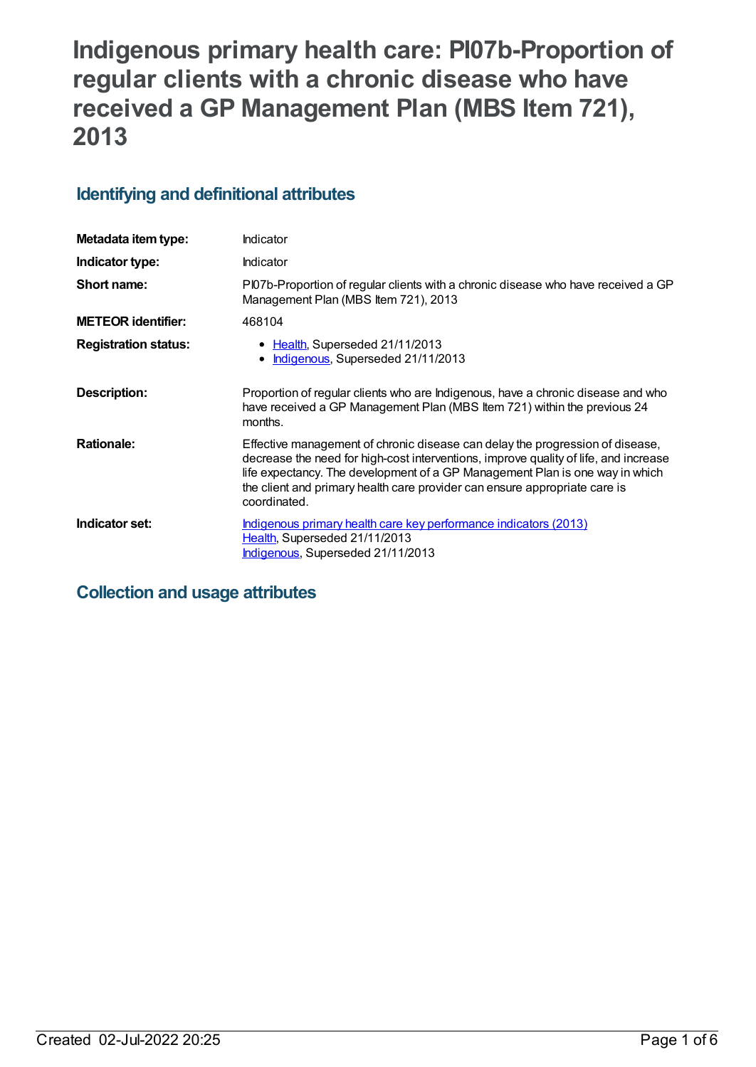# Indigenous primary health care: PI07b-Proportion of regular clients with a chronic disease who have received a GP Management Plan (MBS Item 721), 2013

## Identifying and definitional attributes

| | |
|---|---|
| **Metadata item type:** | Indicator |
| **Indicator type:** | Indicator |
| **Short name:** | PI07b-Proportion of regular clients with a chronic disease who have received a GP Management Plan (MBS Item 721), 2013 |
| **METEOR identifier:** | 468104 |
| **Registration status:** | • Health, Superseded 21/11/2013<br>• Indigenous, Superseded 21/11/2013 |
| **Description:** | Proportion of regular clients who are Indigenous, have a chronic disease and who have received a GP Management Plan (MBS Item 721) within the previous 24 months. |
| **Rationale:** | Effective management of chronic disease can delay the progression of disease, decrease the need for high-cost interventions, improve quality of life, and increase life expectancy. The development of a GP Management Plan is one way in which the client and primary health care provider can ensure appropriate care is coordinated. |
| **Indicator set:** | Indigenous primary health care key performance indicators (2013)<br>Health, Superseded 21/11/2013<br>Indigenous, Superseded 21/11/2013 |

## Collection and usage attributes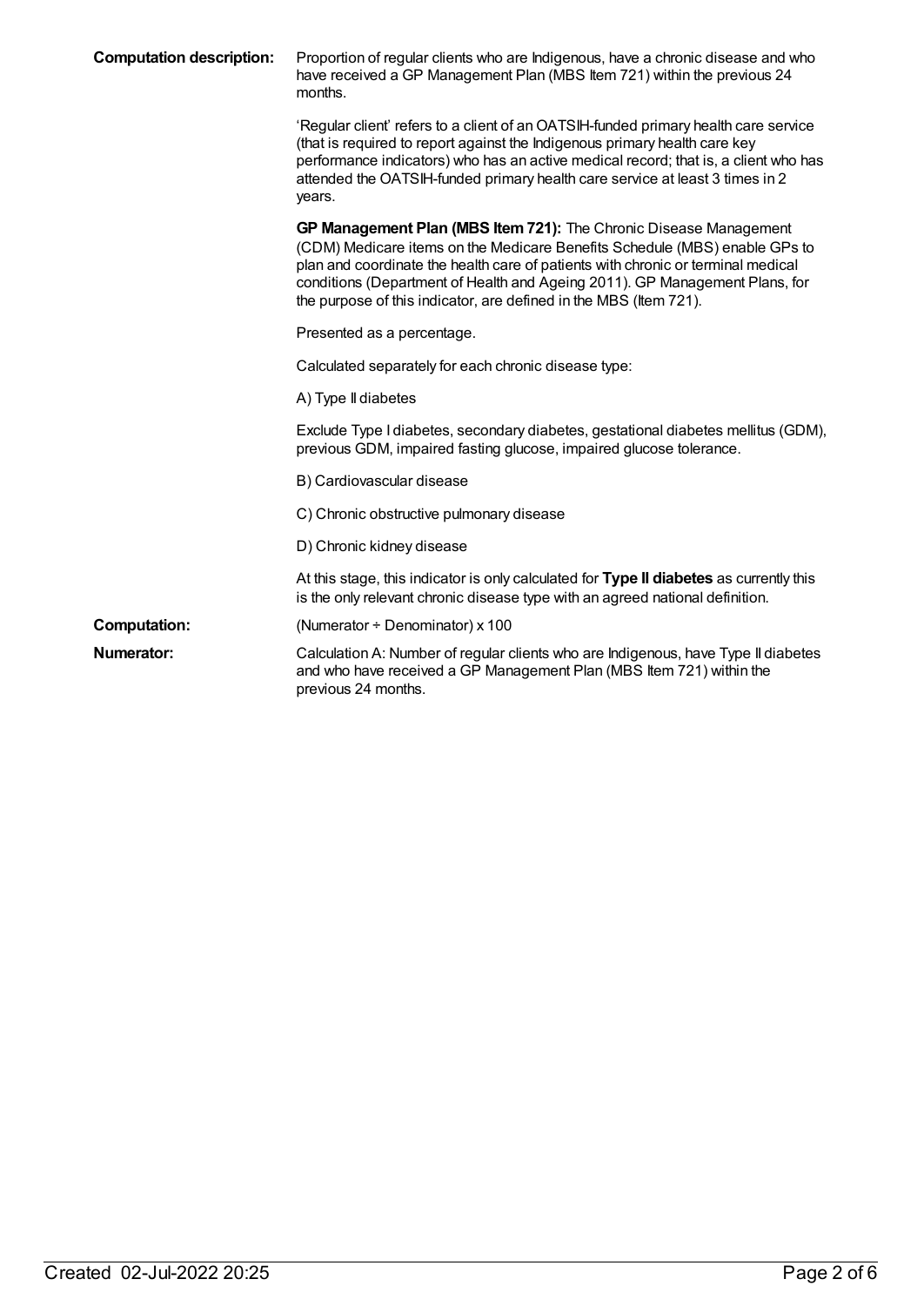**Computation description:** Proportion of regular clients who are Indigenous, have a chronic disease and who have received a GP Management Plan (MBS Item 721) within the previous 24 months.

'Regular client' refers to a client of an OATSIH-funded primary health care service (that is required to report against the Indigenous primary health care key performance indicators) who has an active medical record; that is, a client who has attended the OATSIH-funded primary health care service at least 3 times in 2 years.

**GP Management Plan (MBS Item 721):** The Chronic Disease Management (CDM) Medicare items on the Medicare Benefits Schedule (MBS) enable GPs to plan and coordinate the health care of patients with chronic or terminal medical conditions (Department of Health and Ageing 2011). GP Management Plans, for the purpose of this indicator, are defined in the MBS (Item 721).

Presented as a percentage.

Calculated separately for each chronic disease type:

A) Type II diabetes

Exclude Type I diabetes, secondary diabetes, gestational diabetes mellitus (GDM), previous GDM, impaired fasting glucose, impaired glucose tolerance.

B) Cardiovascular disease

C) Chronic obstructive pulmonary disease

D) Chronic kidney disease

At this stage, this indicator is only calculated for **Type II diabetes** as currently this is the only relevant chronic disease type with an agreed national definition.

**Computation:** (Numerator ÷ Denominator) x 100

**Numerator:** Calculation A: Number of regular clients who are Indigenous, have Type II diabetes and who have received a GP Management Plan (MBS Item 721) within the previous 24 months.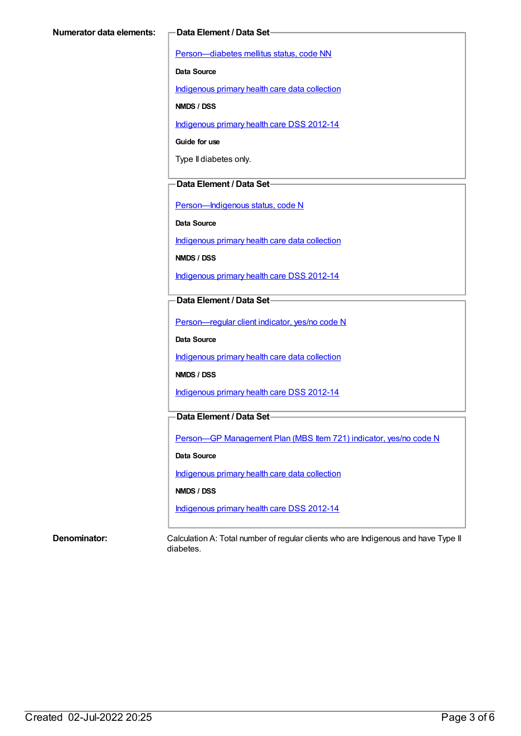**Numerator data elements:**

**Data Element / Data Set**

Person—diabetes mellitus status, code NN

**Data Source**

Indigenous primary health care data collection

**NMDS / DSS**

Indigenous primary health care DSS 2012-14

**Guide for use**

Type II diabetes only.

**Data Element / Data Set**

Person—Indigenous status, code N

**Data Source**

Indigenous primary health care data collection

**NMDS / DSS**

Indigenous primary health care DSS 2012-14

**Data Element / Data Set**

Person—regular client indicator, yes/no code N

**Data Source**

Indigenous primary health care data collection

**NMDS / DSS**

Indigenous primary health care DSS 2012-14

**Data Element / Data Set**

Person—GP Management Plan (MBS Item 721) indicator, yes/no code N

**Data Source**

Indigenous primary health care data collection

**NMDS / DSS**

Indigenous primary health care DSS 2012-14

**Denominator:**

Calculation A: Total number of regular clients who are Indigenous and have Type II diabetes.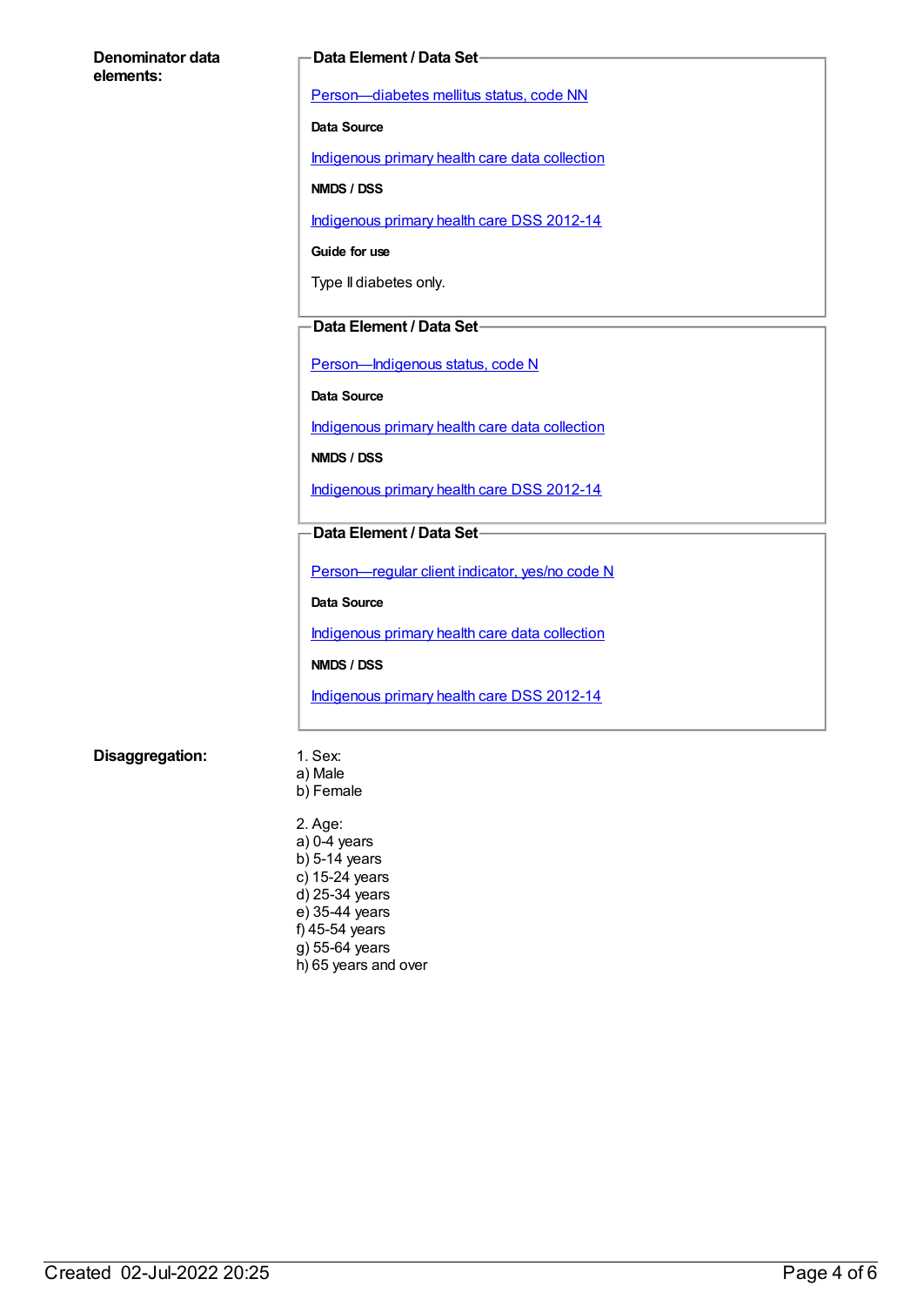**Denominator data elements:**

**Data Element / Data Set**

Person—diabetes mellitus status, code NN

**Data Source**

Indigenous primary health care data collection

**NMDS / DSS**

Indigenous primary health care DSS 2012-14

**Guide for use**

Type II diabetes only.

**Data Element / Data Set**

Person—Indigenous status, code N

**Data Source**

Indigenous primary health care data collection

**NMDS / DSS**

Indigenous primary health care DSS 2012-14

**Data Element / Data Set**

Person—regular client indicator, yes/no code N

**Data Source**

Indigenous primary health care data collection

**NMDS / DSS**

Indigenous primary health care DSS 2012-14

**Disaggregation:**

1. Sex:
a) Male
b) Female

2. Age:
a) 0-4 years
b) 5-14 years
c) 15-24 years
d) 25-34 years
e) 35-44 years
f) 45-54 years
g) 55-64 years
h) 65 years and over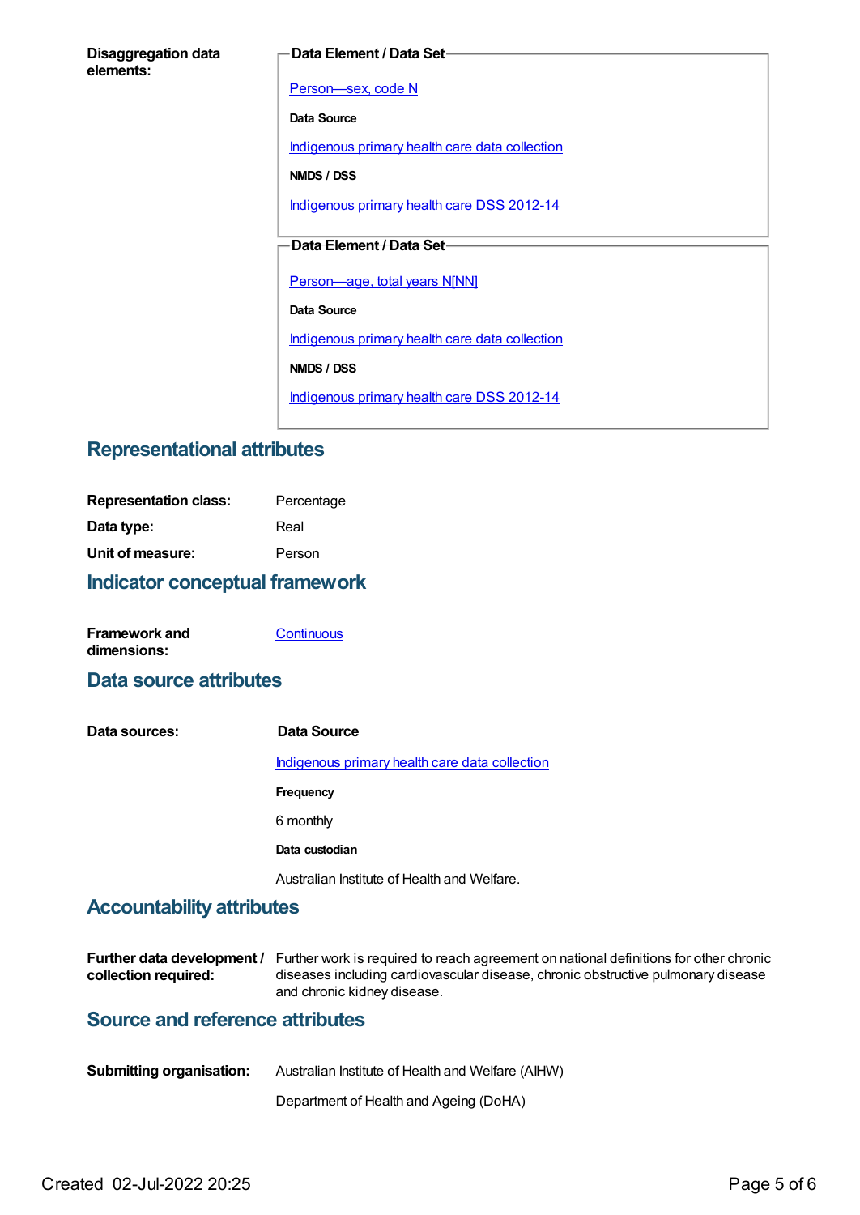**Disaggregation data elements:**

**Data Element / Data Set**

Person—sex, code N

**Data Source**

Indigenous primary health care data collection

**NMDS / DSS**

Indigenous primary health care DSS 2012-14

**Data Element / Data Set**

Person—age, total years N[NN]

**Data Source**

Indigenous primary health care data collection

**NMDS / DSS**

Indigenous primary health care DSS 2012-14

## Representational attributes

| | |
|---|---|
| **Representation class:** | Percentage |
| **Data type:** | Real |
| **Unit of measure:** | Person |

## Indicator conceptual framework

**Framework and dimensions:** Continuous

## Data source attributes

**Data sources:**

**Data Source**

Indigenous primary health care data collection

**Frequency**

6 monthly

**Data custodian**

Australian Institute of Health and Welfare.

## Accountability attributes

**Further data development / collection required:** Further work is required to reach agreement on national definitions for other chronic diseases including cardiovascular disease, chronic obstructive pulmonary disease and chronic kidney disease.

## Source and reference attributes

**Submitting organisation:** Australian Institute of Health and Welfare (AIHW)

Department of Health and Ageing (DoHA)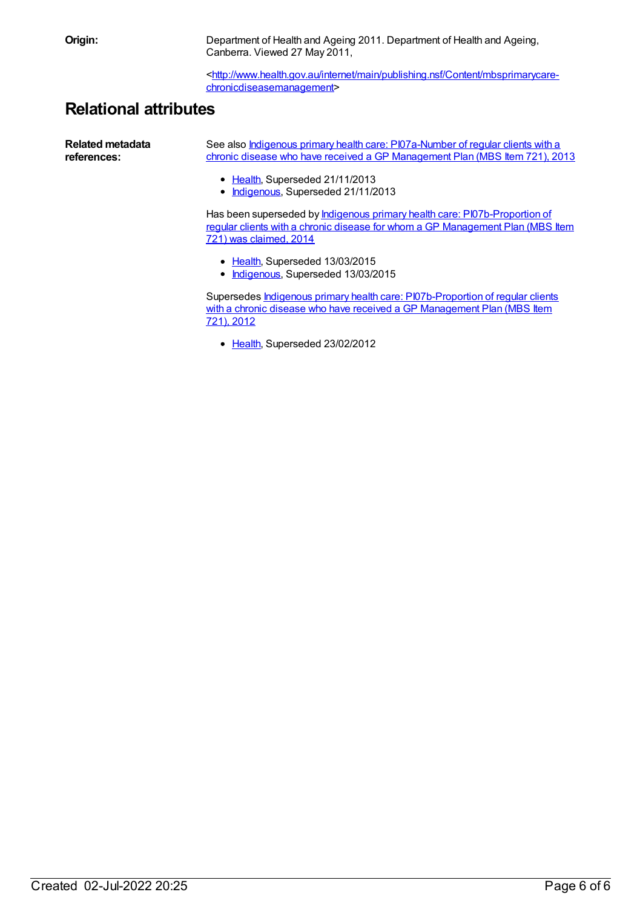**Origin:** Department of Health and Ageing 2011. Department of Health and Ageing, Canberra. Viewed 27 May 2011,

<http://www.health.gov.au/internet/main/publishing.nsf/Content/mbsprimarycare-chronicdiseasemanagement>

## Relational attributes

**Related metadata references:**

See also Indigenous primary health care: PI07a-Number of regular clients with a chronic disease who have received a GP Management Plan (MBS Item 721), 2013

- Health, Superseded 21/11/2013
- Indigenous, Superseded 21/11/2013

Has been superseded by Indigenous primary health care: PI07b-Proportion of regular clients with a chronic disease for whom a GP Management Plan (MBS Item 721) was claimed, 2014

- Health, Superseded 13/03/2015
- Indigenous, Superseded 13/03/2015

Supersedes Indigenous primary health care: PI07b-Proportion of regular clients with a chronic disease who have received a GP Management Plan (MBS Item 721), 2012

- Health, Superseded 23/02/2012